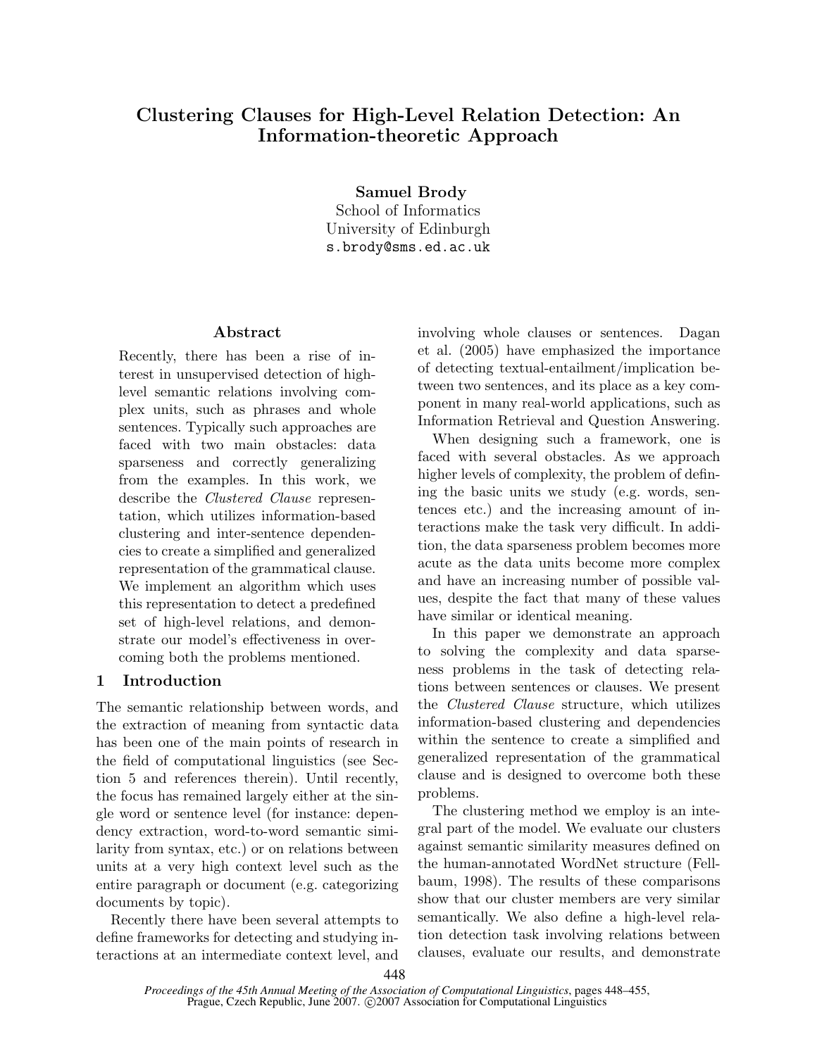# Clustering Clauses for High-Level Relation Detection: An Information-theoretic Approach

**Samuel Brody**
School of Informatics
University of Edinburgh
s.brody@sms.ed.ac.uk

## Abstract

Recently, there has been a rise of interest in unsupervised detection of high-level semantic relations involving complex units, such as phrases and whole sentences. Typically such approaches are faced with two main obstacles: data sparseness and correctly generalizing from the examples. In this work, we describe the *Clustered Clause* representation, which utilizes information-based clustering and inter-sentence dependencies to create a simplified and generalized representation of the grammatical clause. We implement an algorithm which uses this representation to detect a predefined set of high-level relations, and demonstrate our model's effectiveness in overcoming both the problems mentioned.

## 1 Introduction

The semantic relationship between words, and the extraction of meaning from syntactic data has been one of the main points of research in the field of computational linguistics (see Section 5 and references therein). Until recently, the focus has remained largely either at the single word or sentence level (for instance: dependency extraction, word-to-word semantic similarity from syntax, etc.) or on relations between units at a very high context level such as the entire paragraph or document (e.g. categorizing documents by topic).

Recently there have been several attempts to define frameworks for detecting and studying interactions at an intermediate context level, and involving whole clauses or sentences. Dagan et al. (2005) have emphasized the importance of detecting textual-entailment/implication between two sentences, and its place as a key component in many real-world applications, such as Information Retrieval and Question Answering.

When designing such a framework, one is faced with several obstacles. As we approach higher levels of complexity, the problem of defining the basic units we study (e.g. words, sentences etc.) and the increasing amount of interactions make the task very difficult. In addition, the data sparseness problem becomes more acute as the data units become more complex and have an increasing number of possible values, despite the fact that many of these values have similar or identical meaning.

In this paper we demonstrate an approach to solving the complexity and data sparseness problems in the task of detecting relations between sentences or clauses. We present the *Clustered Clause* structure, which utilizes information-based clustering and dependencies within the sentence to create a simplified and generalized representation of the grammatical clause and is designed to overcome both these problems.

The clustering method we employ is an integral part of the model. We evaluate our clusters against semantic similarity measures defined on the human-annotated WordNet structure (Fellbaum, 1998). The results of these comparisons show that our cluster members are very similar semantically. We also define a high-level relation detection task involving relations between clauses, evaluate our results, and demonstrate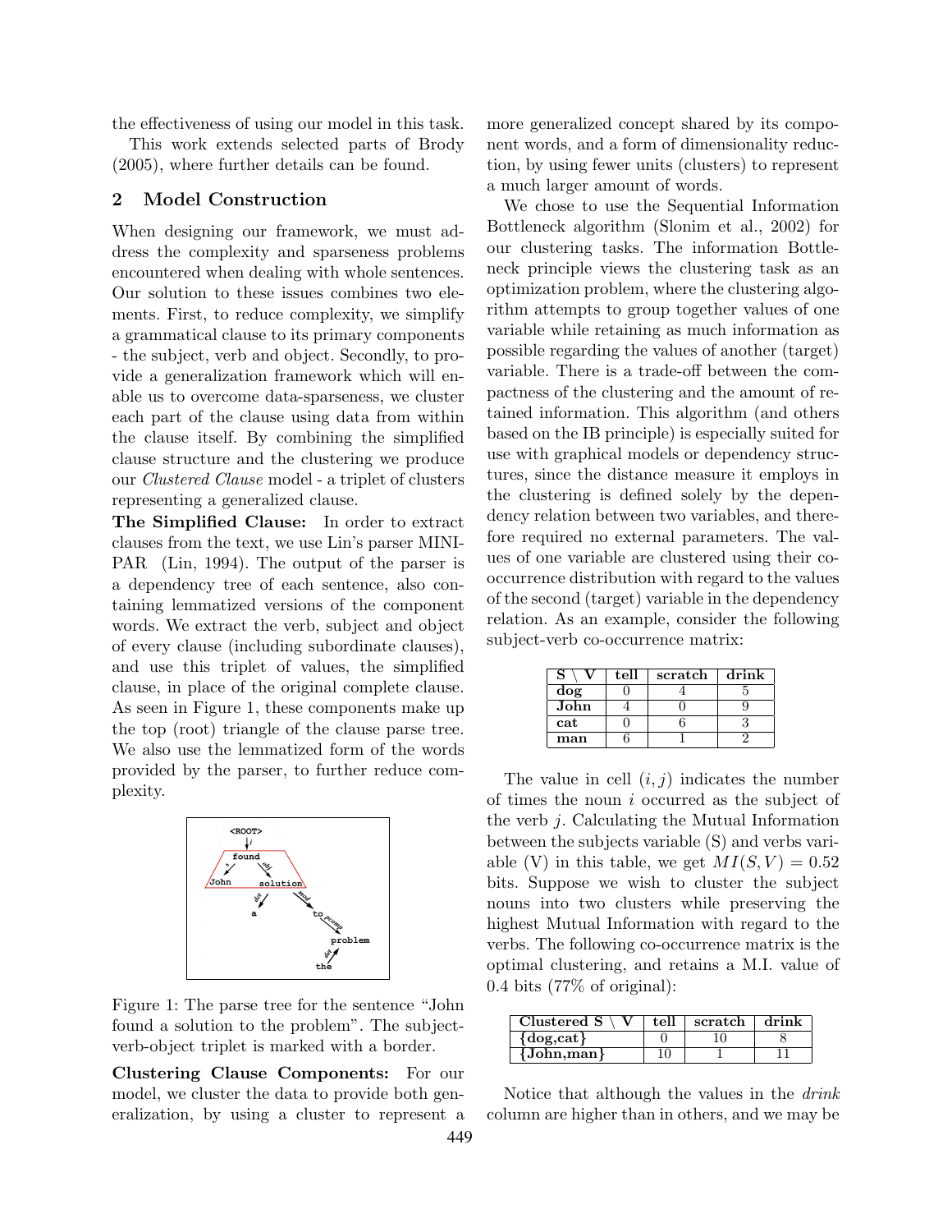the effectiveness of using our model in this task.

This work extends selected parts of Brody (2005), where further details can be found.

## 2 Model Construction

When designing our framework, we must address the complexity and sparseness problems encountered when dealing with whole sentences. Our solution to these issues combines two elements. First, to reduce complexity, we simplify a grammatical clause to its primary components - the subject, verb and object. Secondly, to provide a generalization framework which will enable us to overcome data-sparseness, we cluster each part of the clause using data from within the clause itself. By combining the simplified clause structure and the clustering we produce our *Clustered Clause* model - a triplet of clusters representing a generalized clause.

**The Simplified Clause:** In order to extract clauses from the text, we use Lin's parser MINIPAR (Lin, 1994). The output of the parser is a dependency tree of each sentence, also containing lemmatized versions of the component words. We extract the verb, subject and object of every clause (including subordinate clauses), and use this triplet of values, the simplified clause, in place of the original complete clause. As seen in Figure 1, these components make up the top (root) triangle of the clause parse tree. We also use the lemmatized form of the words provided by the parser, to further reduce complexity.

Figure 1: The parse tree for the sentence "John found a solution to the problem". The subject-verb-object triplet is marked with a border.

**Clustering Clause Components:** For our model, we cluster the data to provide both generalization, by using a cluster to represent a more generalized concept shared by its component words, and a form of dimensionality reduction, by using fewer units (clusters) to represent a much larger amount of words.

We chose to use the Sequential Information Bottleneck algorithm (Slonim et al., 2002) for our clustering tasks. The information Bottleneck principle views the clustering task as an optimization problem, where the clustering algorithm attempts to group together values of one variable while retaining as much information as possible regarding the values of another (target) variable. There is a trade-off between the compactness of the clustering and the amount of retained information. This algorithm (and others based on the IB principle) is especially suited for use with graphical models or dependency structures, since the distance measure it employs in the clustering is defined solely by the dependency relation between two variables, and therefore required no external parameters. The values of one variable are clustered using their co-occurrence distribution with regard to the values of the second (target) variable in the dependency relation. As an example, consider the following subject-verb co-occurrence matrix:

| S \ V | tell | scratch | drink |
|---|---|---|---|
| dog | 0 | 4 | 5 |
| John | 4 | 0 | 9 |
| cat | 0 | 6 | 3 |
| man | 6 | 1 | 2 |

The value in cell $(i, j)$ indicates the number of times the noun $i$ occurred as the subject of the verb $j$. Calculating the Mutual Information between the subjects variable (S) and verbs variable (V) in this table, we get $MI(S, V) = 0.52$ bits. Suppose we wish to cluster the subject nouns into two clusters while preserving the highest Mutual Information with regard to the verbs. The following co-occurrence matrix is the optimal clustering, and retains a M.I. value of 0.4 bits (77% of original):

| Clustered S \ V | tell | scratch | drink |
|---|---|---|---|
| {dog,cat} | 0 | 10 | 8 |
| {John,man} | 10 | 1 | 11 |

Notice that although the values in the *drink* column are higher than in others, and we may be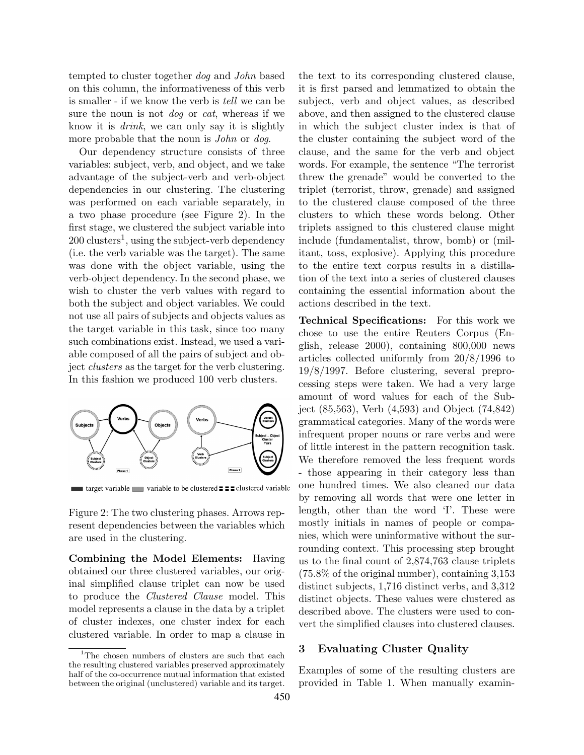tempted to cluster together *dog* and *John* based on this column, the informativeness of this verb is smaller - if we know the verb is *tell* we can be sure the noun is not *dog* or *cat*, whereas if we know it is *drink*, we can only say it is slightly more probable that the noun is *John* or *dog*.

Our dependency structure consists of three variables: subject, verb, and object, and we take advantage of the subject-verb and verb-object dependencies in our clustering. The clustering was performed on each variable separately, in a two phase procedure (see Figure 2). In the first stage, we clustered the subject variable into 200 clusters[1], using the subject-verb dependency (i.e. the verb variable was the target). The same was done with the object variable, using the verb-object dependency. In the second phase, we wish to cluster the verb values with regard to both the subject and object variables. We could not use all pairs of subjects and objects values as the target variable in this task, since too many such combinations exist. Instead, we used a variable composed of all the pairs of subject and object *clusters* as the target for the verb clustering. In this fashion we produced 100 verb clusters.

Figure 2: The two clustering phases. Arrows represent dependencies between the variables which are used in the clustering.

**Combining the Model Elements:** Having obtained our three clustered variables, our original simplified clause triplet can now be used to produce the *Clustered Clause* model. This model represents a clause in the data by a triplet of cluster indexes, one cluster index for each clustered variable. In order to map a clause in the text to its corresponding clustered clause, it is first parsed and lemmatized to obtain the subject, verb and object values, as described above, and then assigned to the clustered clause in which the subject cluster index is that of the cluster containing the subject word of the clause, and the same for the verb and object words. For example, the sentence "The terrorist threw the grenade" would be converted to the triplet (terrorist, throw, grenade) and assigned to the clustered clause composed of the three clusters to which these words belong. Other triplets assigned to this clustered clause might include (fundamentalist, throw, bomb) or (militant, toss, explosive). Applying this procedure to the entire text corpus results in a distillation of the text into a series of clustered clauses containing the essential information about the actions described in the text.

**Technical Specifications:** For this work we chose to use the entire Reuters Corpus (English, release 2000), containing 800,000 news articles collected uniformly from 20/8/1996 to 19/8/1997. Before clustering, several preprocessing steps were taken. We had a very large amount of word values for each of the Subject (85,563), Verb (4,593) and Object (74,842) grammatical categories. Many of the words were infrequent proper nouns or rare verbs and were of little interest in the pattern recognition task. We therefore removed the less frequent words - those appearing in their category less than one hundred times. We also cleaned our data by removing all words that were one letter in length, other than the word 'I'. These were mostly initials in names of people or companies, which were uninformative without the surrounding context. This processing step brought us to the final count of 2,874,763 clause triplets (75.8% of the original number), containing 3,153 distinct subjects, 1,716 distinct verbs, and 3,312 distinct objects. These values were clustered as described above. The clusters were used to convert the simplified clauses into clustered clauses.

## 3 Evaluating Cluster Quality

Examples of some of the resulting clusters are provided in Table 1. When manually examin-

[1] The chosen numbers of clusters are such that each the resulting clustered variables preserved approximately half of the co-occurrence mutual information that existed between the original (unclustered) variable and its target.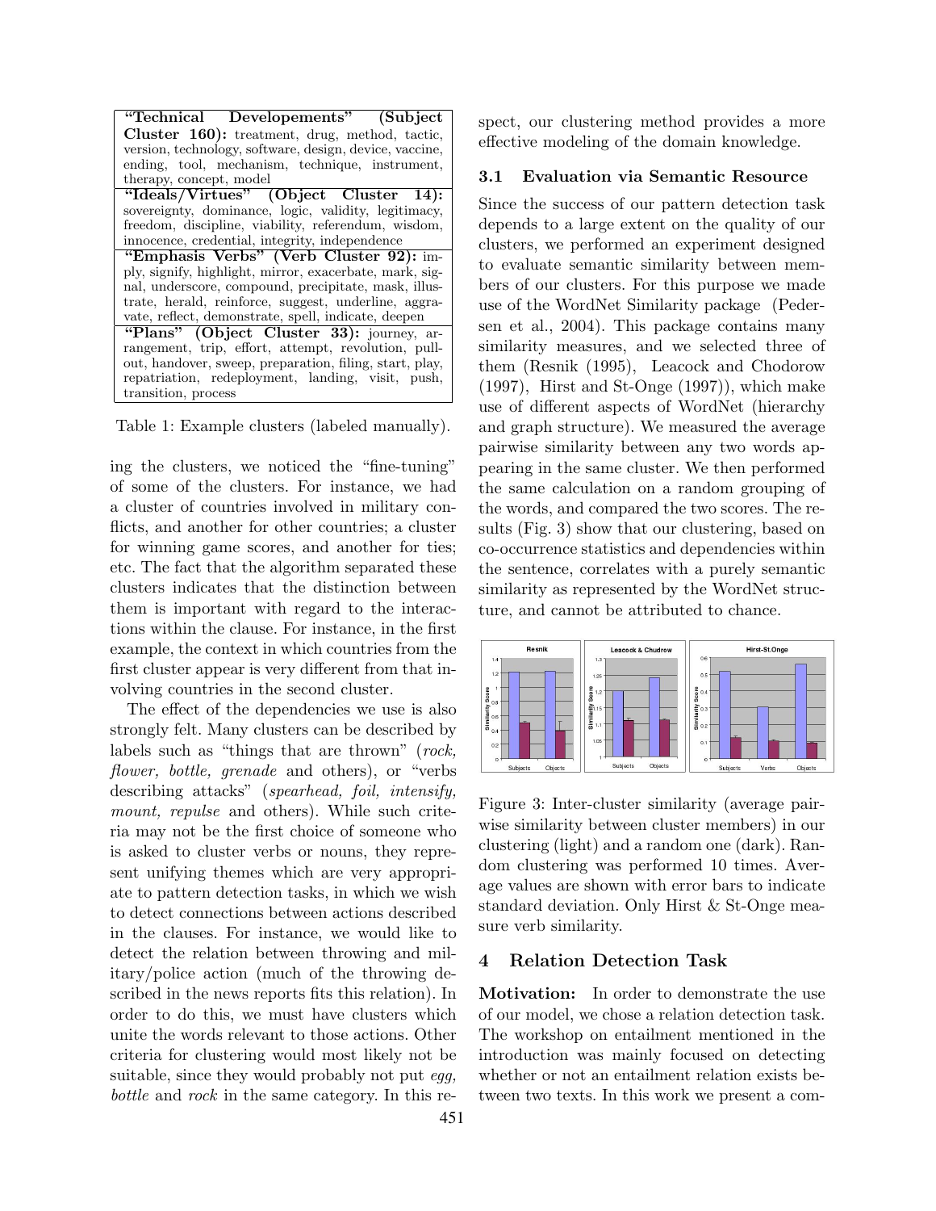| **"Technical Developements" (Subject Cluster 160):** treatment, drug, method, tactic, version, technology, software, design, device, vaccine, ending, tool, mechanism, technique, instrument, therapy, concept, model |
| --- |
| **"Ideals/Virtues" (Object Cluster 14):** sovereignty, dominance, logic, validity, legitimacy, freedom, discipline, viability, referendum, wisdom, innocence, credential, integrity, independence |
| **"Emphasis Verbs" (Verb Cluster 92):** imply, signify, highlight, mirror, exacerbate, mark, signal, underscore, compound, precipitate, mask, illustrate, herald, reinforce, suggest, underline, aggravate, reflect, demonstrate, spell, indicate, deepen |
| **"Plans" (Object Cluster 33):** journey, arrangement, trip, effort, attempt, revolution, pullout, handover, sweep, preparation, filing, start, play, repatriation, redeployment, landing, visit, push, transition, process |

Table 1: Example clusters (labeled manually).

ing the clusters, we noticed the "fine-tuning" of some of the clusters. For instance, we had a cluster of countries involved in military conflicts, and another for other countries; a cluster for winning game scores, and another for ties; etc. The fact that the algorithm separated these clusters indicates that the distinction between them is important with regard to the interactions within the clause. For instance, in the first example, the context in which countries from the first cluster appear is very different from that involving countries in the second cluster.

The effect of the dependencies we use is also strongly felt. Many clusters can be described by labels such as "things that are thrown" (*rock, flower, bottle, grenade* and others), or "verbs describing attacks" (*spearhead, foil, intensify, mount, repulse* and others). While such criteria may not be the first choice of someone who is asked to cluster verbs or nouns, they represent unifying themes which are very appropriate to pattern detection tasks, in which we wish to detect connections between actions described in the clauses. For instance, we would like to detect the relation between throwing and military/police action (much of the throwing described in the news reports fits this relation). In order to do this, we must have clusters which unite the words relevant to those actions. Other criteria for clustering would most likely not be suitable, since they would probably not put *egg, bottle* and *rock* in the same category. In this respect, our clustering method provides a more effective modeling of the domain knowledge.

### 3.1 Evaluation via Semantic Resource

Since the success of our pattern detection task depends to a large extent on the quality of our clusters, we performed an experiment designed to evaluate semantic similarity between members of our clusters. For this purpose we made use of the WordNet Similarity package (Pedersen et al., 2004). This package contains many similarity measures, and we selected three of them (Resnik (1995), Leacock and Chodorow (1997), Hirst and St-Onge (1997)), which make use of different aspects of WordNet (hierarchy and graph structure). We measured the average pairwise similarity between any two words appearing in the same cluster. We then performed the same calculation on a random grouping of the words, and compared the two scores. The results (Fig. 3) show that our clustering, based on co-occurrence statistics and dependencies within the sentence, correlates with a purely semantic similarity as represented by the WordNet structure, and cannot be attributed to chance.

Figure 3: Inter-cluster similarity (average pairwise similarity between cluster members) in our clustering (light) and a random one (dark). Random clustering was performed 10 times. Average values are shown with error bars to indicate standard deviation. Only Hirst & St-Onge measure verb similarity.

## 4 Relation Detection Task

**Motivation:** In order to demonstrate the use of our model, we chose a relation detection task. The workshop on entailment mentioned in the introduction was mainly focused on detecting whether or not an entailment relation exists between two texts. In this work we present a com-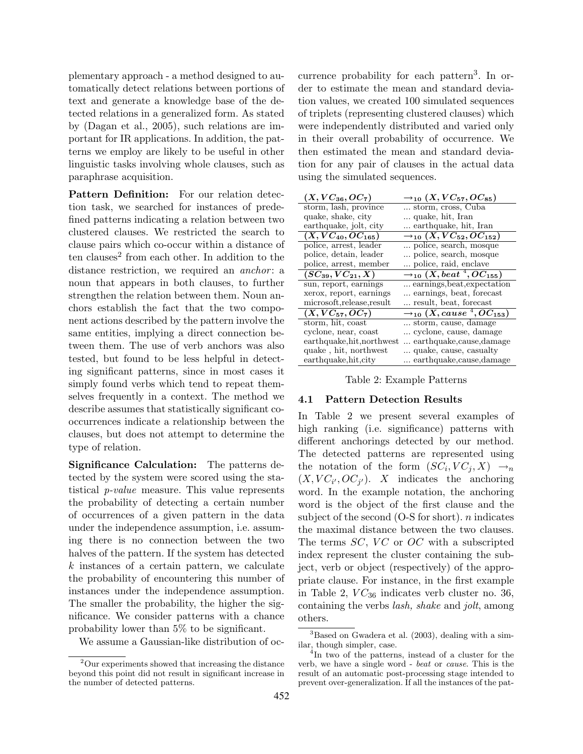plementary approach - a method designed to automatically detect relations between portions of text and generate a knowledge base of the detected relations in a generalized form. As stated by (Dagan et al., 2005), such relations are important for IR applications. In addition, the patterns we employ are likely to be useful in other linguistic tasks involving whole clauses, such as paraphrase acquisition.

**Pattern Definition:** For our relation detection task, we searched for instances of predefined patterns indicating a relation between two clustered clauses. We restricted the search to clause pairs which co-occur within a distance of ten clauses[2] from each other. In addition to the distance restriction, we required an *anchor*: a noun that appears in both clauses, to further strengthen the relation between them. Noun anchors establish the fact that the two component actions described by the pattern involve the same entities, implying a direct connection between them. The use of verb anchors was also tested, but found to be less helpful in detecting significant patterns, since in most cases it simply found verbs which tend to repeat themselves frequently in a context. The method we describe assumes that statistically significant cooccurrences indicate a relationship between the clauses, but does not attempt to determine the type of relation.

**Significance Calculation:** The patterns detected by the system were scored using the statistical *p-value* measure. This value represents the probability of detecting a certain number of occurrences of a given pattern in the data under the independence assumption, i.e. assuming there is no connection between the two halves of the pattern. If the system has detected $k$ instances of a certain pattern, we calculate the probability of encountering this number of instances under the independence assumption. The smaller the probability, the higher the significance. We consider patterns with a chance probability lower than 5% to be significant.

We assume a Gaussian-like distribution of occurrence probability for each pattern[3]. In order to estimate the mean and standard deviation values, we created 100 simulated sequences of triplets (representing clustered clauses) which were independently distributed and varied only in their overall probability of occurrence. We then estimated the mean and standard deviation for any pair of clauses in the actual data using the simulated sequences.

| $(X, VC_{36}, OC_7)$ | $\rightarrow_{10} (X, VC_{57}, OC_{85})$ |
|---|---|
| storm, lash, province | ... storm, cross, Cuba |
| quake, shake, city | ... quake, hit, Iran |
| earthquake, jolt, city | ... earthquake, hit, Iran |
| $(X, VC_{40}, OC_{165})$ | $\rightarrow_{10} (X, VC_{52}, OC_{152})$ |
| police, arrest, leader | ... police, search, mosque |
| police, detain, leader | ... police, search, mosque |
| police, arrest, member | ... police, raid, enclave |
| $(SC_{39}, VC_{21}, X)$ | $\rightarrow_{10} (X, beat$ [4]$, OC_{155})$ |
| sun, report, earnings | ... earnings,beat,expectation |
| xerox, report, earnings | ... earnings, beat, forecast |
| microsoft,release,result | ... result, beat, forecast |
| $(X, VC_{57}, OC_7)$ | $\rightarrow_{10} (X, cause$ [4]$, OC_{153})$ |
| storm, hit, coast | ... storm, cause, damage |
| cyclone, near, coast | ... cyclone, cause, damage |
| earthquake,hit,northwest | ... earthquake,cause,damage |
| quake , hit, northwest | ... quake, cause, casualty |
| earthquake,hit,city | ... earthquake,cause,damage |

Table 2: Example Patterns

### 4.1 Pattern Detection Results

In Table 2 we present several examples of high ranking (i.e. significance) patterns with different anchorings detected by our method. The detected patterns are represented using the notation of the form $(SC_i, VC_j, X) \rightarrow_n (X, VC_{i'}, OC_{j'})$. $X$ indicates the anchoring word. In the example notation, the anchoring word is the object of the first clause and the subject of the second (O-S for short). $n$ indicates the maximal distance between the two clauses. The terms $SC$, $VC$ or $OC$ with a subscripted index represent the cluster containing the subject, verb or object (respectively) of the appropriate clause. For instance, in the first example in Table 2, $VC_{36}$ indicates verb cluster no. 36, containing the verbs *lash, shake* and *jolt*, among others.

[2] Our experiments showed that increasing the distance beyond this point did not result in significant increase in the number of detected patterns.

[3] Based on Gwadera et al. (2003), dealing with a similar, though simpler, case.

[4] In two of the patterns, instead of a cluster for the verb, we have a single word - *beat* or *cause*. This is the result of an automatic post-processing stage intended to prevent over-generalization. If all the instances of the pat-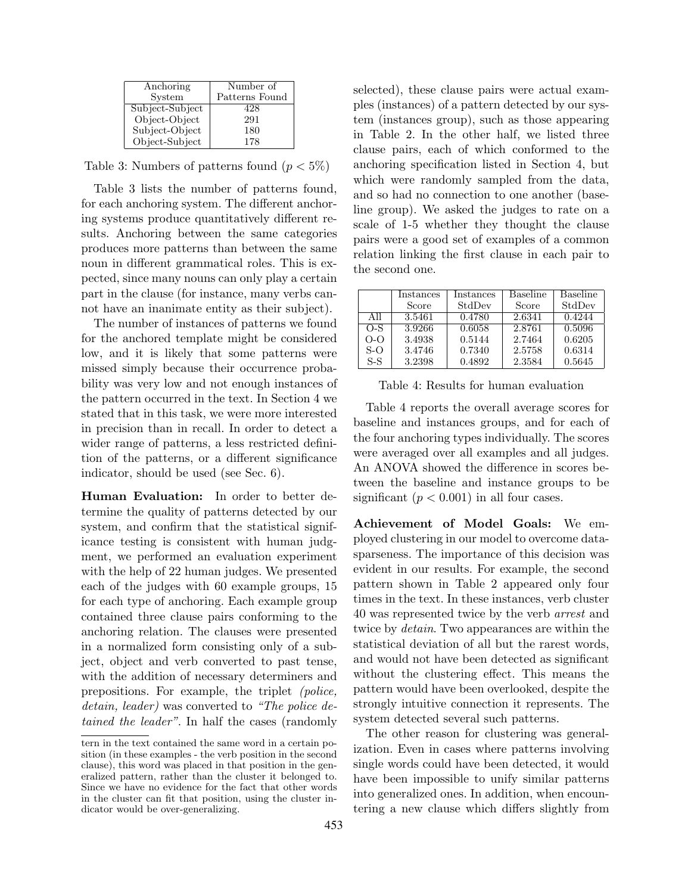| Anchoring System | Number of Patterns Found |
|---|---|
| Subject-Subject | 428 |
| Object-Object | 291 |
| Subject-Object | 180 |
| Object-Subject | 178 |

Table 3: Numbers of patterns found ($p < 5\%$)

Table 3 lists the number of patterns found, for each anchoring system. The different anchoring systems produce quantitatively different results. Anchoring between the same categories produces more patterns than between the same noun in different grammatical roles. This is expected, since many nouns can only play a certain part in the clause (for instance, many verbs cannot have an inanimate entity as their subject).

The number of instances of patterns we found for the anchored template might be considered low, and it is likely that some patterns were missed simply because their occurrence probability was very low and not enough instances of the pattern occurred in the text. In Section 4 we stated that in this task, we were more interested in precision than in recall. In order to detect a wider range of patterns, a less restricted definition of the patterns, or a different significance indicator, should be used (see Sec. 6).

**Human Evaluation:** In order to better determine the quality of patterns detected by our system, and confirm that the statistical significance testing is consistent with human judgment, we performed an evaluation experiment with the help of 22 human judges. We presented each of the judges with 60 example groups, 15 for each type of anchoring. Each example group contained three clause pairs conforming to the anchoring relation. The clauses were presented in a normalized form consisting only of a subject, object and verb converted to past tense, with the addition of necessary determiners and prepositions. For example, the triplet *(police, detain, leader)* was converted to *"The police detained the leader"*. In half the cases (randomly selected), these clause pairs were actual examples (instances) of a pattern detected by our system (instances group), such as those appearing in Table 2. In the other half, we listed three clause pairs, each of which conformed to the anchoring specification listed in Section 4, but which were randomly sampled from the data, and so had no connection to one another (baseline group). We asked the judges to rate on a scale of 1-5 whether they thought the clause pairs were a good set of examples of a common relation linking the first clause in each pair to the second one.

|  | Instances Score | Instances StdDev | Baseline Score | Baseline StdDev |
|---|---|---|---|---|
| All | 3.5461 | 0.4780 | 2.6341 | 0.4244 |
| O-S | 3.9266 | 0.6058 | 2.8761 | 0.5096 |
| O-O | 3.4938 | 0.5144 | 2.7464 | 0.6205 |
| S-O | 3.4746 | 0.7340 | 2.5758 | 0.6314 |
| S-S | 3.2398 | 0.4892 | 2.3584 | 0.5645 |

Table 4: Results for human evaluation

Table 4 reports the overall average scores for baseline and instances groups, and for each of the four anchoring types individually. The scores were averaged over all examples and all judges. An ANOVA showed the difference in scores between the baseline and instance groups to be significant ($p < 0.001$) in all four cases.

**Achievement of Model Goals:** We employed clustering in our model to overcome data-sparseness. The importance of this decision was evident in our results. For example, the second pattern shown in Table 2 appeared only four times in the text. In these instances, verb cluster 40 was represented twice by the verb *arrest* and twice by *detain*. Two appearances are within the statistical deviation of all but the rarest words, and would not have been detected as significant without the clustering effect. This means the pattern would have been overlooked, despite the strongly intuitive connection it represents. The system detected several such patterns.

The other reason for clustering was generalization. Even in cases where patterns involving single words could have been detected, it would have been impossible to unify similar patterns into generalized ones. In addition, when encountering a new clause which differs slightly from

tern in the text contained the same word in a certain position (in these examples - the verb position in the second clause), this word was placed in that position in the generalized pattern, rather than the cluster it belonged to. Since we have no evidence for the fact that other words in the cluster can fit that position, using the cluster indicator would be over-generalizing.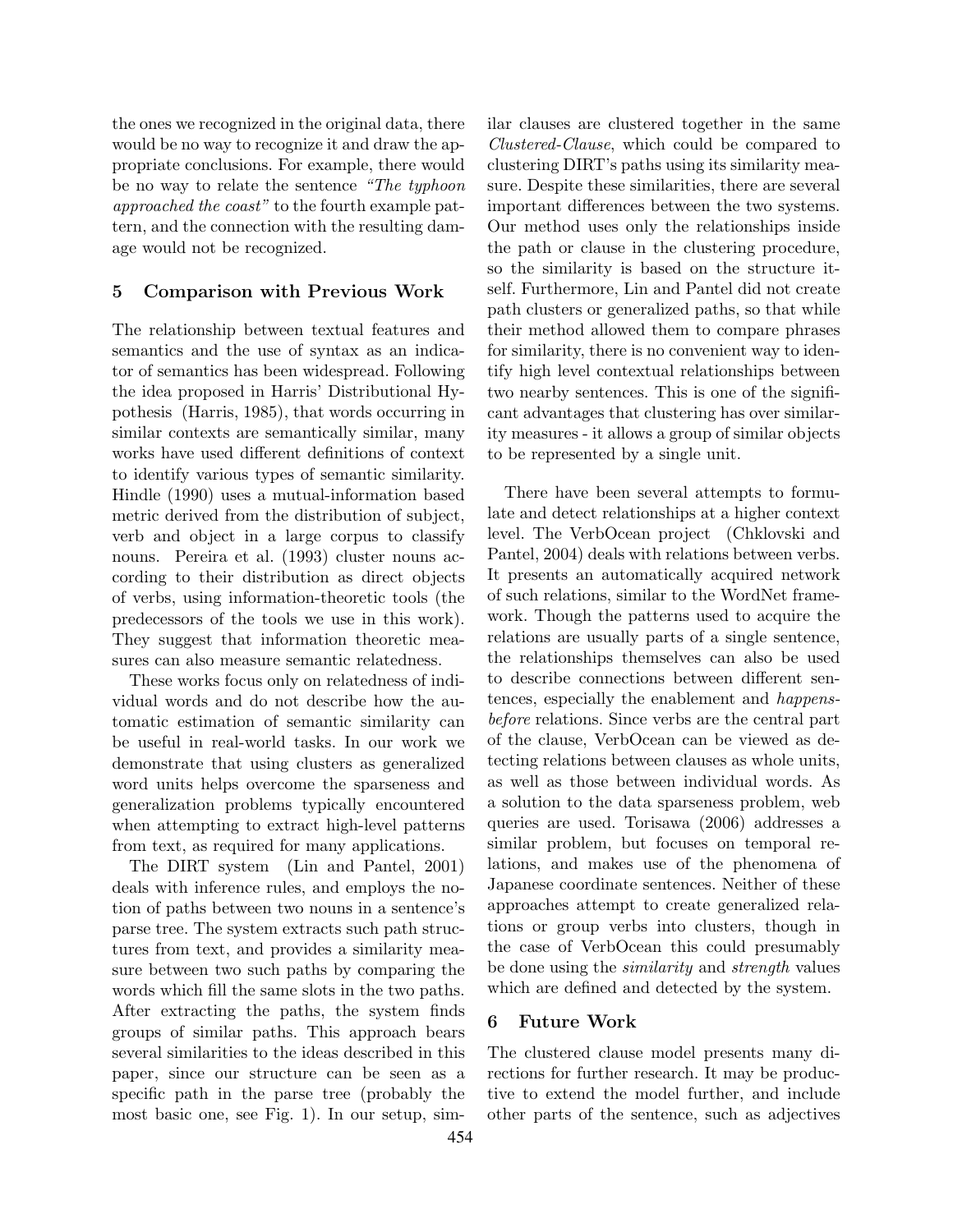the ones we recognized in the original data, there would be no way to recognize it and draw the appropriate conclusions. For example, there would be no way to relate the sentence *"The typhoon approached the coast"* to the fourth example pattern, and the connection with the resulting damage would not be recognized.

## 5 Comparison with Previous Work

The relationship between textual features and semantics and the use of syntax as an indicator of semantics has been widespread. Following the idea proposed in Harris' Distributional Hypothesis (Harris, 1985), that words occurring in similar contexts are semantically similar, many works have used different definitions of context to identify various types of semantic similarity. Hindle (1990) uses a mutual-information based metric derived from the distribution of subject, verb and object in a large corpus to classify nouns. Pereira et al. (1993) cluster nouns according to their distribution as direct objects of verbs, using information-theoretic tools (the predecessors of the tools we use in this work). They suggest that information theoretic measures can also measure semantic relatedness.

These works focus only on relatedness of individual words and do not describe how the automatic estimation of semantic similarity can be useful in real-world tasks. In our work we demonstrate that using clusters as generalized word units helps overcome the sparseness and generalization problems typically encountered when attempting to extract high-level patterns from text, as required for many applications.

The DIRT system (Lin and Pantel, 2001) deals with inference rules, and employs the notion of paths between two nouns in a sentence's parse tree. The system extracts such path structures from text, and provides a similarity measure between two such paths by comparing the words which fill the same slots in the two paths. After extracting the paths, the system finds groups of similar paths. This approach bears several similarities to the ideas described in this paper, since our structure can be seen as a specific path in the parse tree (probably the most basic one, see Fig. 1). In our setup, similar clauses are clustered together in the same *Clustered-Clause*, which could be compared to clustering DIRT's paths using its similarity measure. Despite these similarities, there are several important differences between the two systems. Our method uses only the relationships inside the path or clause in the clustering procedure, so the similarity is based on the structure itself. Furthermore, Lin and Pantel did not create path clusters or generalized paths, so that while their method allowed them to compare phrases for similarity, there is no convenient way to identify high level contextual relationships between two nearby sentences. This is one of the significant advantages that clustering has over similarity measures - it allows a group of similar objects to be represented by a single unit.

There have been several attempts to formulate and detect relationships at a higher context level. The VerbOcean project (Chklovski and Pantel, 2004) deals with relations between verbs. It presents an automatically acquired network of such relations, similar to the WordNet framework. Though the patterns used to acquire the relations are usually parts of a single sentence, the relationships themselves can also be used to describe connections between different sentences, especially the enablement and *happens-before* relations. Since verbs are the central part of the clause, VerbOcean can be viewed as detecting relations between clauses as whole units, as well as those between individual words. As a solution to the data sparseness problem, web queries are used. Torisawa (2006) addresses a similar problem, but focuses on temporal relations, and makes use of the phenomena of Japanese coordinate sentences. Neither of these approaches attempt to create generalized relations or group verbs into clusters, though in the case of VerbOcean this could presumably be done using the *similarity* and *strength* values which are defined and detected by the system.

## 6 Future Work

The clustered clause model presents many directions for further research. It may be productive to extend the model further, and include other parts of the sentence, such as adjectives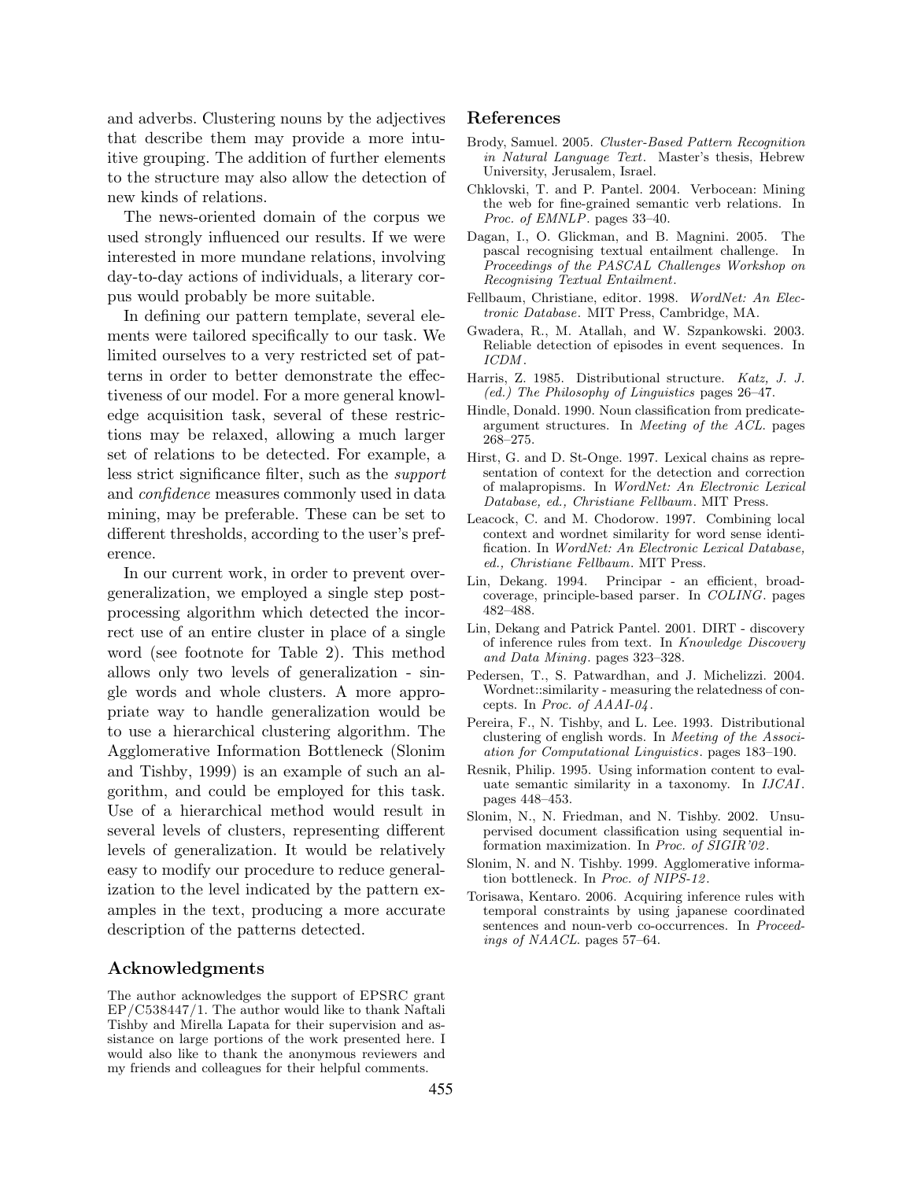and adverbs. Clustering nouns by the adjectives that describe them may provide a more intuitive grouping. The addition of further elements to the structure may also allow the detection of new kinds of relations.

The news-oriented domain of the corpus we used strongly influenced our results. If we were interested in more mundane relations, involving day-to-day actions of individuals, a literary corpus would probably be more suitable.

In defining our pattern template, several elements were tailored specifically to our task. We limited ourselves to a very restricted set of patterns in order to better demonstrate the effectiveness of our model. For a more general knowledge acquisition task, several of these restrictions may be relaxed, allowing a much larger set of relations to be detected. For example, a less strict significance filter, such as the *support* and *confidence* measures commonly used in data mining, may be preferable. These can be set to different thresholds, according to the user's preference.

In our current work, in order to prevent overgeneralization, we employed a single step postprocessing algorithm which detected the incorrect use of an entire cluster in place of a single word (see footnote for Table 2). This method allows only two levels of generalization - single words and whole clusters. A more appropriate way to handle generalization would be to use a hierarchical clustering algorithm. The Agglomerative Information Bottleneck (Slonim and Tishby, 1999) is an example of such an algorithm, and could be employed for this task. Use of a hierarchical method would result in several levels of clusters, representing different levels of generalization. It would be relatively easy to modify our procedure to reduce generalization to the level indicated by the pattern examples in the text, producing a more accurate description of the patterns detected.

## Acknowledgments

The author acknowledges the support of EPSRC grant EP/C538447/1. The author would like to thank Naftali Tishby and Mirella Lapata for their supervision and assistance on large portions of the work presented here. I would also like to thank the anonymous reviewers and my friends and colleagues for their helpful comments.

## References

Brody, Samuel. 2005. *Cluster-Based Pattern Recognition in Natural Language Text*. Master's thesis, Hebrew University, Jerusalem, Israel.

Chklovski, T. and P. Pantel. 2004. Verbocean: Mining the web for fine-grained semantic verb relations. In *Proc. of EMNLP*. pages 33–40.

Dagan, I., O. Glickman, and B. Magnini. 2005. The pascal recognising textual entailment challenge. In *Proceedings of the PASCAL Challenges Workshop on Recognising Textual Entailment*.

Fellbaum, Christiane, editor. 1998. *WordNet: An Electronic Database*. MIT Press, Cambridge, MA.

Gwadera, R., M. Atallah, and W. Szpankowski. 2003. Reliable detection of episodes in event sequences. In *ICDM*.

Harris, Z. 1985. Distributional structure. *Katz, J. J. (ed.) The Philosophy of Linguistics* pages 26–47.

Hindle, Donald. 1990. Noun classification from predicate-argument structures. In *Meeting of the ACL*. pages 268–275.

Hirst, G. and D. St-Onge. 1997. Lexical chains as representation of context for the detection and correction of malapropisms. In *WordNet: An Electronic Lexical Database, ed., Christiane Fellbaum*. MIT Press.

Leacock, C. and M. Chodorow. 1997. Combining local context and wordnet similarity for word sense identification. In *WordNet: An Electronic Lexical Database, ed., Christiane Fellbaum*. MIT Press.

Lin, Dekang. 1994. Principar - an efficient, broad-coverage, principle-based parser. In *COLING*. pages 482–488.

Lin, Dekang and Patrick Pantel. 2001. DIRT - discovery of inference rules from text. In *Knowledge Discovery and Data Mining*. pages 323–328.

Pedersen, T., S. Patwardhan, and J. Michelizzi. 2004. Wordnet::similarity - measuring the relatedness of concepts. In *Proc. of AAAI-04*.

Pereira, F., N. Tishby, and L. Lee. 1993. Distributional clustering of english words. In *Meeting of the Association for Computational Linguistics*. pages 183–190.

Resnik, Philip. 1995. Using information content to evaluate semantic similarity in a taxonomy. In *IJCAI*. pages 448–453.

Slonim, N., N. Friedman, and N. Tishby. 2002. Unsupervised document classification using sequential information maximization. In *Proc. of SIGIR'02*.

Slonim, N. and N. Tishby. 1999. Agglomerative information bottleneck. In *Proc. of NIPS-12*.

Torisawa, Kentaro. 2006. Acquiring inference rules with temporal constraints by using japanese coordinated sentences and noun-verb co-occurrences. In *Proceedings of NAACL*. pages 57–64.